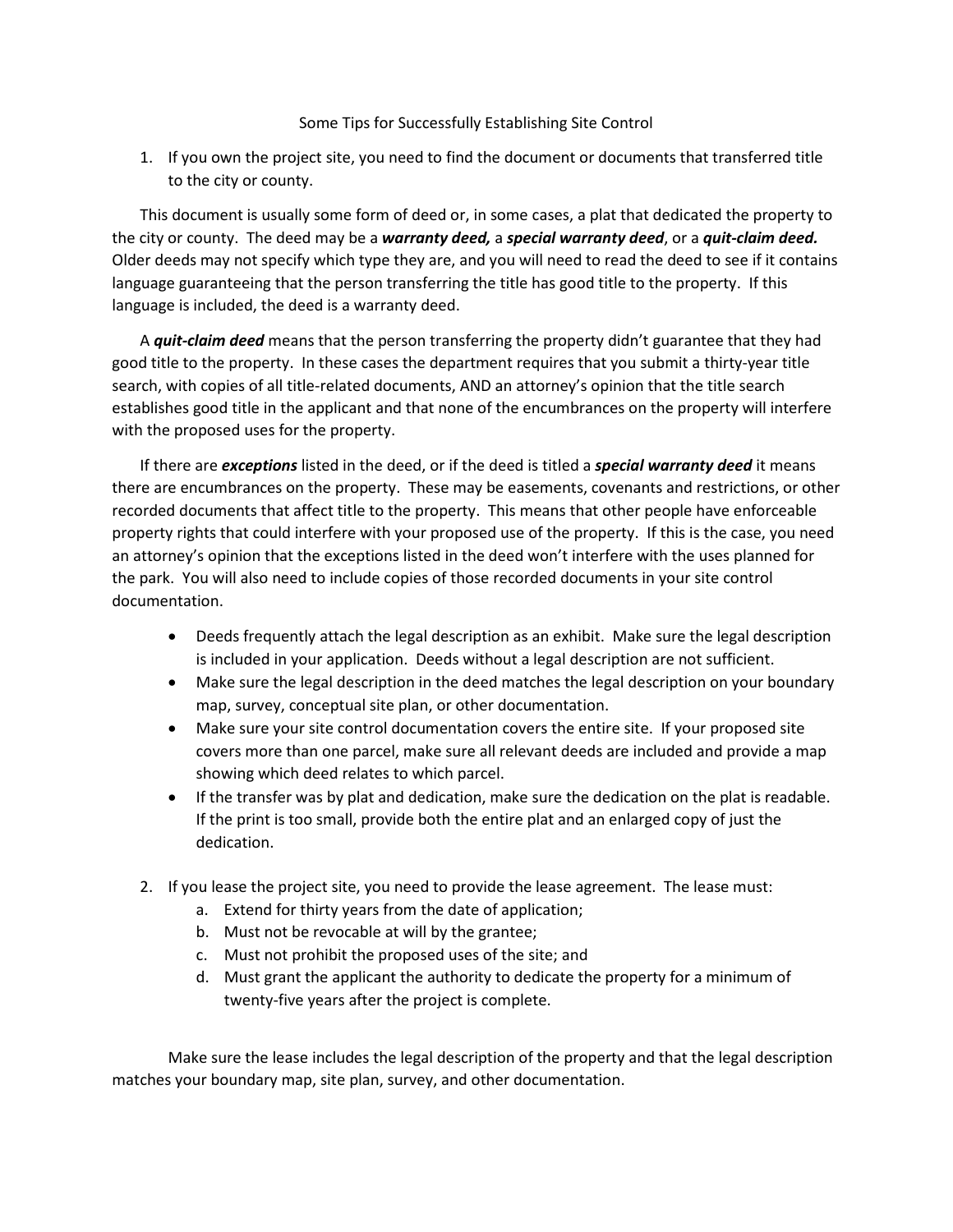# Some Tips for Successfully Establishing Site Control

1. If you own the project site, you need to find the document or documents that transferred title to the city or county.

This document is usually some form of deed or, in some cases, a plat that dedicated the property to the city or county. The deed may be a ***warranty deed,*** a ***special warranty deed***, or a ***quit-claim deed.*** Older deeds may not specify which type they are, and you will need to read the deed to see if it contains language guaranteeing that the person transferring the title has good title to the property. If this language is included, the deed is a warranty deed.

A ***quit-claim deed*** means that the person transferring the property didn't guarantee that they had good title to the property. In these cases the department requires that you submit a thirty-year title search, with copies of all title-related documents, AND an attorney's opinion that the title search establishes good title in the applicant and that none of the encumbrances on the property will interfere with the proposed uses for the property.

If there are ***exceptions*** listed in the deed, or if the deed is titled a ***special warranty deed*** it means there are encumbrances on the property. These may be easements, covenants and restrictions, or other recorded documents that affect title to the property. This means that other people have enforceable property rights that could interfere with your proposed use of the property. If this is the case, you need an attorney's opinion that the exceptions listed in the deed won't interfere with the uses planned for the park. You will also need to include copies of those recorded documents in your site control documentation.

- Deeds frequently attach the legal description as an exhibit. Make sure the legal description is included in your application. Deeds without a legal description are not sufficient.
- Make sure the legal description in the deed matches the legal description on your boundary map, survey, conceptual site plan, or other documentation.
- Make sure your site control documentation covers the entire site. If your proposed site covers more than one parcel, make sure all relevant deeds are included and provide a map showing which deed relates to which parcel.
- If the transfer was by plat and dedication, make sure the dedication on the plat is readable. If the print is too small, provide both the entire plat and an enlarged copy of just the dedication.

2. If you lease the project site, you need to provide the lease agreement. The lease must:
   a. Extend for thirty years from the date of application;
   b. Must not be revocable at will by the grantee;
   c. Must not prohibit the proposed uses of the site; and
   d. Must grant the applicant the authority to dedicate the property for a minimum of twenty-five years after the project is complete.

Make sure the lease includes the legal description of the property and that the legal description matches your boundary map, site plan, survey, and other documentation.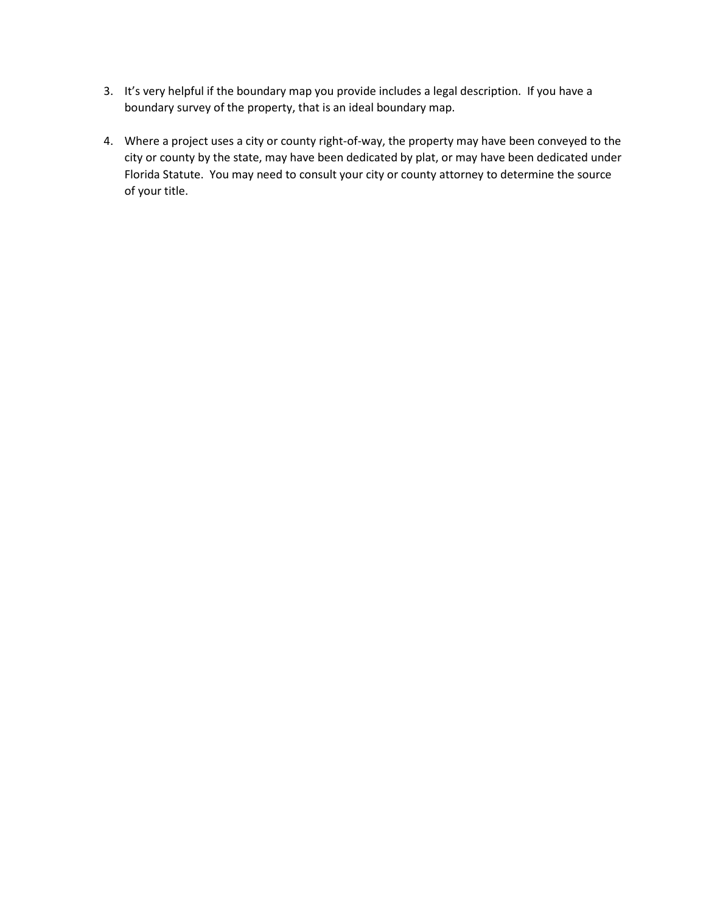3. It's very helpful if the boundary map you provide includes a legal description. If you have a boundary survey of the property, that is an ideal boundary map.

4. Where a project uses a city or county right-of-way, the property may have been conveyed to the city or county by the state, may have been dedicated by plat, or may have been dedicated under Florida Statute. You may need to consult your city or county attorney to determine the source of your title.